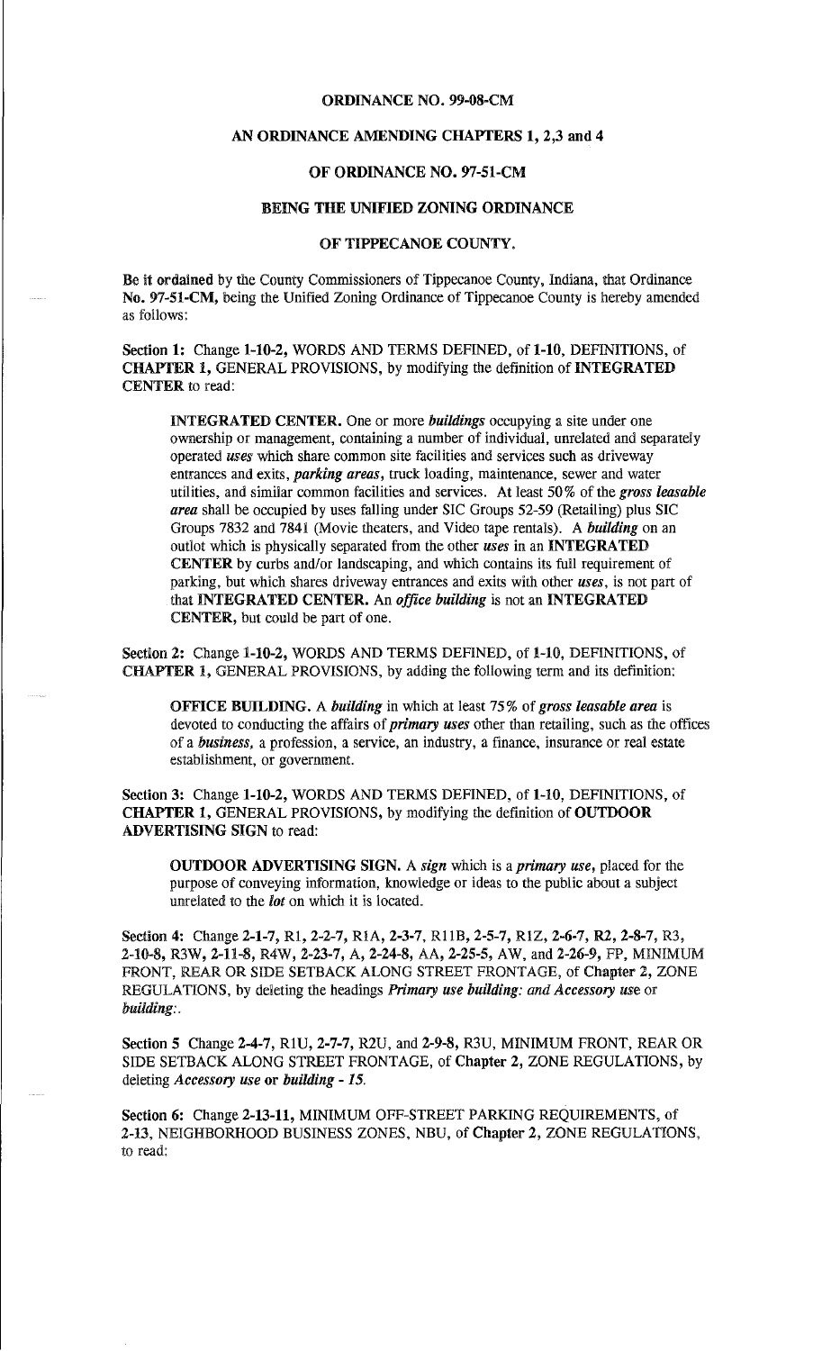**ORDINANCE NO. 99-08-CM**

**AN ORDINANCE AMENDING CHAPTERS 1, 2,3 and 4**

**OF ORDINANCE NO. 97-51-CM**

**BEING THE UNIFIED ZONING ORDINANCE**

**OF TIPPECANOE COUNTY.**

**Be it ordained** by the County Commissioners of Tippecanoe County, Indiana, that Ordinance **No. 97-51-CM,** being the Unified Zoning Ordinance of Tippecanoe County is hereby amended as follows:

**Section 1:** Change **1-10-2,** WORDS AND TERMS DEFINED, of **1-10,** DEFINITIONS, of **CHAPTER 1,** GENERAL PROVISIONS, by modifying the definition of **INTEGRATED CENTER** to read:

> **INTEGRATED CENTER.** One or more ***buildings*** occupying a site under one ownership or management, containing a number of individual, unrelated and separately operated ***uses*** which share common site facilities and services such as driveway entrances and exits, ***parking areas***, truck loading, maintenance, sewer and water utilities, and similar common facilities and services. At least 50% of the ***gross leasable area*** shall be occupied by uses falling under SIC Groups 52-59 (Retailing) plus SIC Groups 7832 and 7841 (Movie theaters, and Video tape rentals). A ***building*** on an outlot which is physically separated from the other ***uses*** in an **INTEGRATED CENTER** by curbs and/or landscaping, and which contains its full requirement of parking, but which shares driveway entrances and exits with other ***uses***, is not part of that **INTEGRATED CENTER.** An ***office building*** is not an **INTEGRATED CENTER,** but could be part of one.

**Section 2:** Change **1-10-2,** WORDS AND TERMS DEFINED, of **1-10,** DEFINITIONS, of **CHAPTER 1,** GENERAL PROVISIONS, by adding the following term and its definition:

> **OFFICE BUILDING.** A ***building*** in which at least 75% of ***gross leasable area*** is devoted to conducting the affairs of ***primary uses*** other than retailing, such as the offices of a ***business***, a profession, a service, an industry, a finance, insurance or real estate establishment, or government.

**Section 3:** Change **1-10-2,** WORDS AND TERMS DEFINED, of **1-10,** DEFINITIONS, of **CHAPTER 1,** GENERAL PROVISIONS, by modifying the definition of **OUTDOOR ADVERTISING SIGN** to read:

> **OUTDOOR ADVERTISING SIGN.** A ***sign*** which is a ***primary use***, placed for the purpose of conveying information, knowledge or ideas to the public about a subject unrelated to the ***lot*** on which it is located.

**Section 4:** Change **2-1-7,** R1, **2-2-7,** R1A, **2-3-7,** R11B, **2-5-7,** R1Z, **2-6-7, R2, 2-8-7,** R3, **2-10-8,** R3W, **2-11-8,** R4W, **2-23-7,** A, **2-24-8,** AA, **2-25-5,** AW, and **2-26-9,** FP, MINIMUM FRONT, REAR OR SIDE SETBACK ALONG STREET FRONTAGE, of **Chapter 2,** ZONE REGULATIONS, by deleting the headings ***Primary use building:*** *and* ***Accessory use*** or ***building:***.

**Section 5** Change **2-4-7,** R1U, **2-7-7,** R2U, and **2-9-8,** R3U, MINIMUM FRONT, REAR OR SIDE SETBACK ALONG STREET FRONTAGE, of **Chapter 2,** ZONE REGULATIONS, by deleting ***Accessory use*** **or** ***building - 15.***

**Section 6:** Change **2-13-11,** MINIMUM OFF-STREET PARKING REQUIREMENTS, of **2-13,** NEIGHBORHOOD BUSINESS ZONES, NBU, of **Chapter 2,** ZONE REGULATIONS, to read: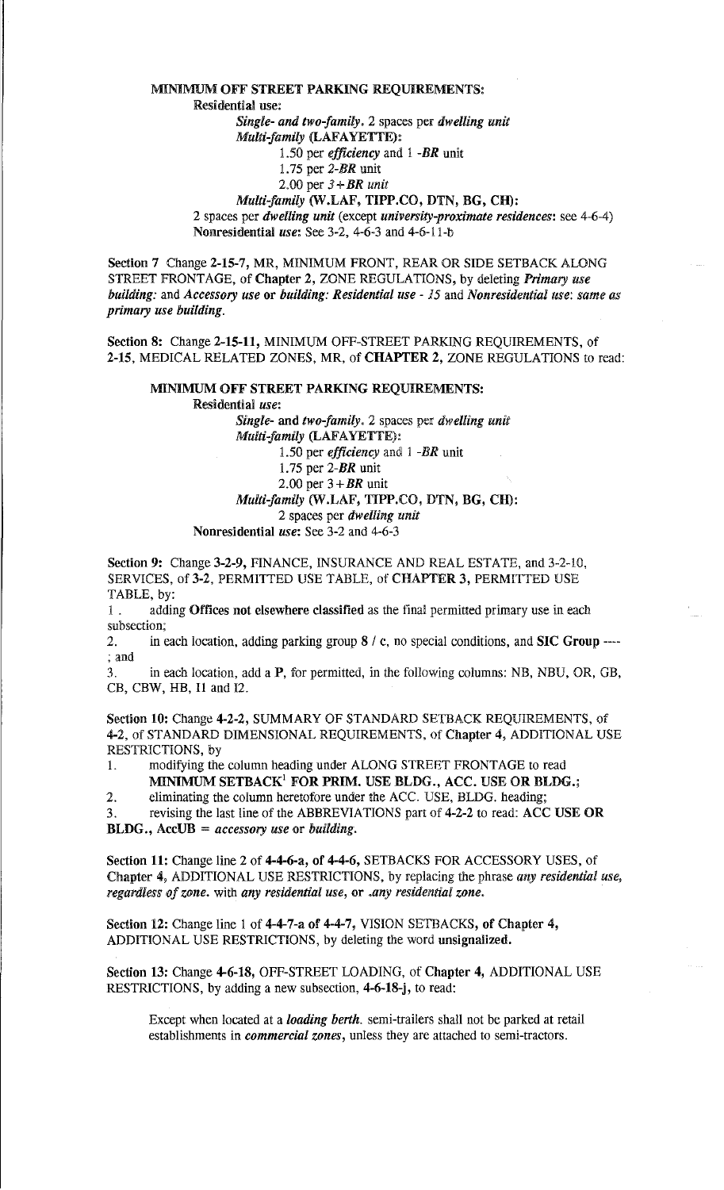**MINIMUM OFF STREET PARKING REQUIREMENTS:**

**Residential use:**

*Single- and two-family.* 2 spaces per *dwelling unit*

*Multi-family* **(LAFAYETTE):**

1.50 per *efficiency* and 1 -*BR* unit

1.75 per *2-BR* unit

2.00 per *3+BR unit*

*Multi-family* **(W.LAF, TIPP.CO, DTN, BG, CH):**

2 spaces per *dwelling unit* (except *university-proximate residences*: see 4-6-4)

**Nonresidential** *use*: See 3-2, 4-6-3 and 4-6-11-b

**Section 7** Change **2-15-7,** MR, MINIMUM FRONT, REAR OR SIDE SETBACK ALONG STREET FRONTAGE, of **Chapter 2,** ZONE REGULATIONS, by deleting *Primary use building:* and *Accessory use* **or** *building: Residential use - 15* and *Nonresidential use: same as primary use building.*

**Section 8:** Change **2-15-11,** MINIMUM OFF-STREET PARKING REQUIREMENTS, of **2-15,** MEDICAL RELATED ZONES, MR, of **CHAPTER 2,** ZONE REGULATIONS to read:

**MINIMUM OFF STREET PARKING REQUIREMENTS:**

**Residential** *use*:

*Single-* **and** *two-family.* 2 spaces per *dwelling unit*

*Multi-family* **(LAFAYETTE):**

1.50 per *efficiency* and 1 -*BR* unit

1.75 per 2-*BR* unit

2.00 per 3+*BR* unit

*Multi-family* **(W.LAF, TIPP.CO, DTN, BG, CH):**

2 spaces per *dwelling unit*

**Nonresidential** *use*: See 3-2 and 4-6-3

**Section 9:** Change **3-2-9,** FINANCE, INSURANCE AND REAL ESTATE, and 3-2-10, SERVICES, of **3-2,** PERMITTED USE TABLE, of **CHAPTER 3,** PERMITTED USE TABLE, by:

1. adding **Offices not elsewhere classified** as the final permitted primary use in each subsection;
2. in each location, adding parking group **8 / c**, no special conditions, and **SIC Group** ----; and
3. in each location, add a **P**, for permitted, in the following columns: NB, NBU, OR, GB, CB, CBW, HB, I1 and I2.

**Section 10:** Change **4-2-2,** SUMMARY OF STANDARD SETBACK REQUIREMENTS, of **4-2,** of STANDARD DIMENSIONAL REQUIREMENTS, of **Chapter 4,** ADDITIONAL USE RESTRICTIONS, by

1. modifying the column heading under ALONG STREET FRONTAGE to read **MINIMUM SETBACK[1] FOR PRIM. USE BLDG., ACC. USE OR BLDG.;**
2. eliminating the column heretofore under the ACC. USE, BLDG. heading;
3. revising the last line of the ABBREVIATIONS part of **4-2-2** to read: **ACC USE OR BLDG., AccUB** = *accessory use* **or** *building.*

**Section 11:** Change line 2 of **4-4-6-a, of 4-4-6,** SETBACKS FOR ACCESSORY USES, of **Chapter 4,** ADDITIONAL USE RESTRICTIONS, by replacing the phrase *any residential use, regardless of zone.* with *any residential use,* or *any residential zone.*

**Section 12:** Change line 1 of **4-4-7-a of 4-4-7,** VISION SETBACKS, **of Chapter 4,** ADDITIONAL USE RESTRICTIONS, by deleting the word **unsignalized.**

**Section 13:** Change **4-6-18,** OFF-STREET LOADING, of **Chapter 4,** ADDITIONAL USE RESTRICTIONS, by adding a new subsection, **4-6-18-j,** to read:

> Except when located at a *loading berth.* semi-trailers shall not be parked at retail establishments in *commercial zones*, unless they are attached to semi-tractors.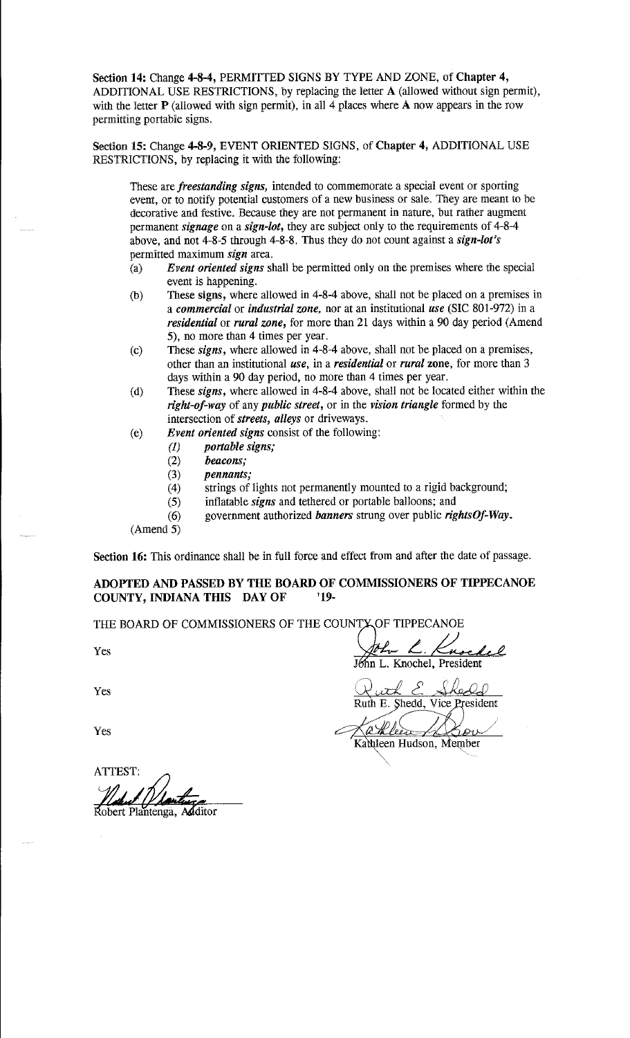**Section 14:** Change **4-8-4**, PERMITTED SIGNS BY TYPE AND ZONE, of **Chapter 4**, ADDITIONAL USE RESTRICTIONS, by replacing the letter **A** (allowed without sign permit), with the letter **P** (allowed with sign permit), in all 4 places where **A** now appears in the row permitting portable signs.

**Section 15:** Change **4-8-9**, EVENT ORIENTED SIGNS, of **Chapter 4**, ADDITIONAL USE RESTRICTIONS, by replacing it with the following:

> These are ***freestanding signs,*** intended to commemorate a special event or sporting event, or to notify potential customers of a new business or sale. They are meant to be decorative and festive. Because they are not permanent in nature, but rather augment permanent ***signage*** on a ***sign-lot,*** they are subject only to the requirements of 4-8-4 above, and not 4-8-5 through 4-8-8. Thus they do not count against a ***sign-lot's*** permitted maximum ***sign*** area.
>
> (a) ***Event oriented signs*** shall be permitted only on the premises where the special event is happening.
>
> (b) These **signs,** where allowed in 4-8-4 above, shall not be placed on a premises in a ***commercial*** or ***industrial zone,*** nor at an institutional ***use*** (SIC 801-972) in a ***residential*** or ***rural zone,*** for more than 21 days within a 90 day period (Amend 5), no more than 4 times per year.
>
> (c) These ***signs,*** where allowed in 4-8-4 above, shall not be placed on a premises, other than an institutional ***use,*** in a ***residential*** or ***rural*** **zone,** for more than 3 days within a 90 day period, no more than 4 times per year.
>
> (d) These ***signs,*** where allowed in 4-8-4 above, shall not be located either within the ***right-of-way*** of any ***public street,*** or in the ***vision triangle*** formed by the intersection of ***streets, alleys*** or driveways.
>
> (e) ***Event oriented signs*** consist of the following:
>
> (1) ***portable signs;***
> (2) ***beacons;***
> (3) ***pennants;***
> (4) strings of lights not permanently mounted to a rigid background;
> (5) inflatable ***signs*** and tethered or portable balloons; and
> (6) government authorized ***banners*** strung over public ***rightsOf-Way.***
>
> (Amend 5)

**Section 16:** This ordinance shall be in full force and effect from and after the date of passage.

**ADOPTED AND PASSED BY THE BOARD OF COMMISSIONERS OF TIPPECANOE COUNTY, INDIANA THIS DAY OF '19-**

THE BOARD OF COMMISSIONERS OF THE COUNTY OF TIPPECANOE

Yes — John L. Knochel, President

Yes — Ruth E. Shedd, Vice President

Yes — Kathleen Hudson, Member

ATTEST:

Robert Plantenga, Auditor